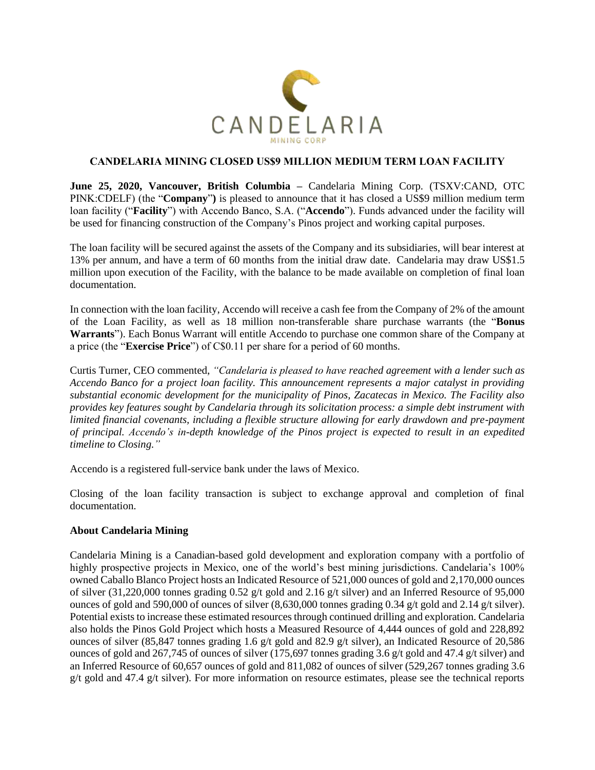# CANDELARIA MINING CLOSED US$9 MILLION MEDIUM TERM LOAN FACILITY

**June 25, 2020, Vancouver, British Columbia** – Candelaria Mining Corp. (TSXV:CAND, OTC PINK:CDELF) (the "**Company**") is pleased to announce that it has closed a US$9 million medium term loan facility ("**Facility**") with Accendo Banco, S.A. ("**Accendo**"). Funds advanced under the facility will be used for financing construction of the Company's Pinos project and working capital purposes.

The loan facility will be secured against the assets of the Company and its subsidiaries, will bear interest at 13% per annum, and have a term of 60 months from the initial draw date. Candelaria may draw US$1.5 million upon execution of the Facility, with the balance to be made available on completion of final loan documentation.

In connection with the loan facility, Accendo will receive a cash fee from the Company of 2% of the amount of the Loan Facility, as well as 18 million non-transferable share purchase warrants (the "**Bonus Warrants**"). Each Bonus Warrant will entitle Accendo to purchase one common share of the Company at a price (the "**Exercise Price**") of C$0.11 per share for a period of 60 months.

Curtis Turner, CEO commented, *"Candelaria is pleased to have reached agreement with a lender such as Accendo Banco for a project loan facility. This announcement represents a major catalyst in providing substantial economic development for the municipality of Pinos, Zacatecas in Mexico. The Facility also provides key features sought by Candelaria through its solicitation process: a simple debt instrument with limited financial covenants, including a flexible structure allowing for early drawdown and pre-payment of principal. Accendo's in-depth knowledge of the Pinos project is expected to result in an expedited timeline to Closing."*

Accendo is a registered full-service bank under the laws of Mexico.

Closing of the loan facility transaction is subject to exchange approval and completion of final documentation.

## About Candelaria Mining

Candelaria Mining is a Canadian-based gold development and exploration company with a portfolio of highly prospective projects in Mexico, one of the world's best mining jurisdictions. Candelaria's 100% owned Caballo Blanco Project hosts an Indicated Resource of 521,000 ounces of gold and 2,170,000 ounces of silver (31,220,000 tonnes grading 0.52 g/t gold and 2.16 g/t silver) and an Inferred Resource of 95,000 ounces of gold and 590,000 of ounces of silver (8,630,000 tonnes grading 0.34 g/t gold and 2.14 g/t silver). Potential exists to increase these estimated resources through continued drilling and exploration. Candelaria also holds the Pinos Gold Project which hosts a Measured Resource of 4,444 ounces of gold and 228,892 ounces of silver (85,847 tonnes grading 1.6 g/t gold and 82.9 g/t silver), an Indicated Resource of 20,586 ounces of gold and 267,745 of ounces of silver (175,697 tonnes grading 3.6 g/t gold and 47.4 g/t silver) and an Inferred Resource of 60,657 ounces of gold and 811,082 of ounces of silver (529,267 tonnes grading 3.6 g/t gold and 47.4 g/t silver). For more information on resource estimates, please see the technical reports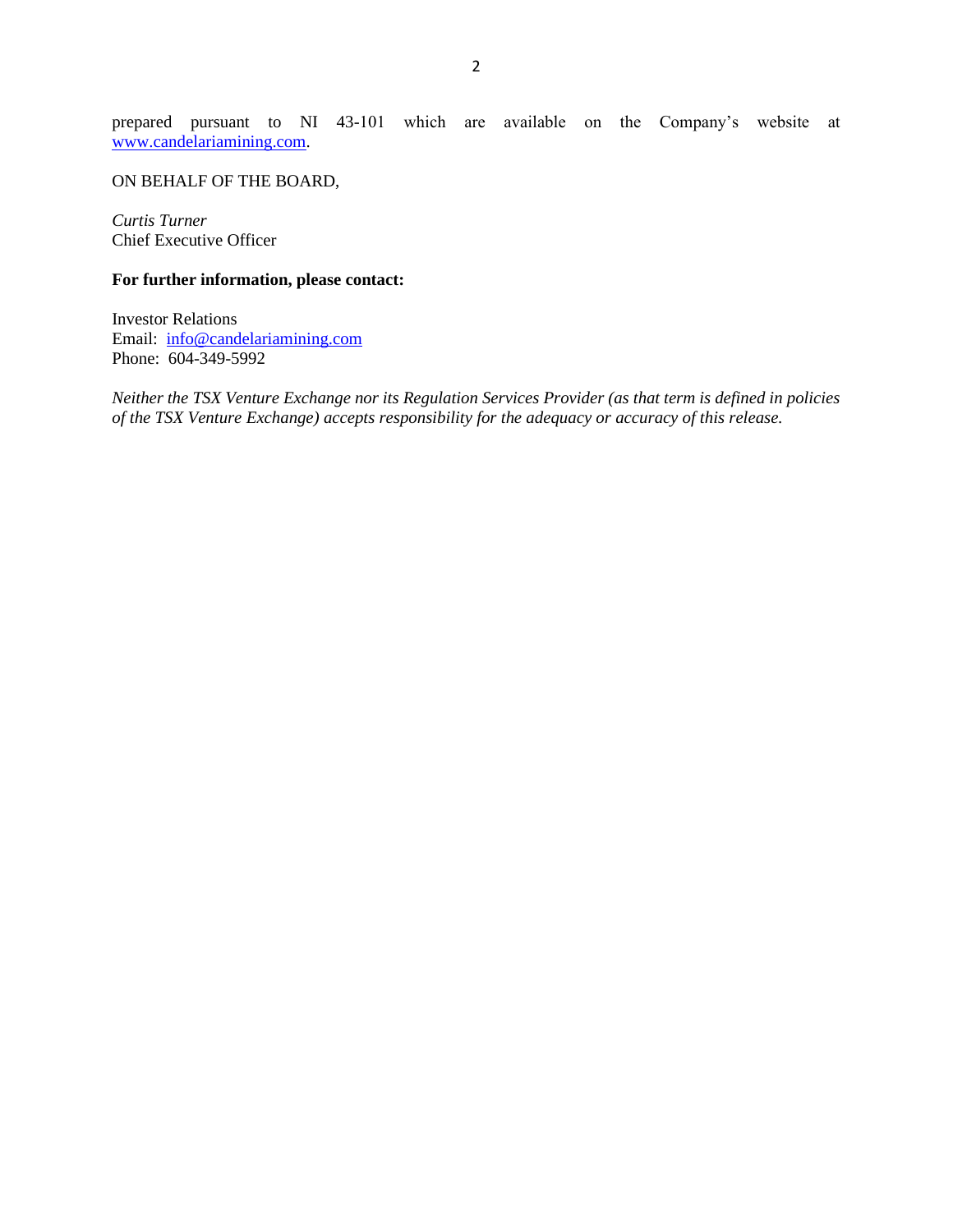prepared pursuant to NI 43-101 which are available on the Company's website at www.candelariamining.com.

ON BEHALF OF THE BOARD,

*Curtis Turner*
Chief Executive Officer

**For further information, please contact:**

Investor Relations
Email: info@candelariamining.com
Phone: 604-349-5992

*Neither the TSX Venture Exchange nor its Regulation Services Provider (as that term is defined in policies of the TSX Venture Exchange) accepts responsibility for the adequacy or accuracy of this release.*